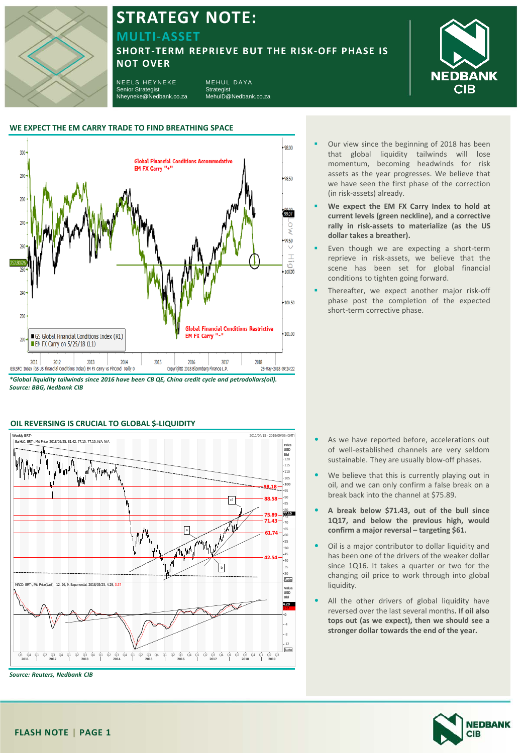# STRATEGY NOTE:

## MULTI-ASSET

### SHORT-TERM REPRIEVE BUT THE RISK-OFF PHASE IS NOT OVER

NEELS HEYNEKE
Senior Strategist
Nheyneke@Nedbank.co.za

MEHUL DAYA
Strategist
MehulD@Nedbank.co.za

### WE EXPECT THE EM CARRY TRADE TO FIND BREATHING SPACE

*\*Global liquidity tailwinds since 2016 have been CB QE, China credit cycle and petrodollars(oil).*
*Source: BBG, Nedbank CIB*

- Our view since the beginning of 2018 has been that global liquidity tailwinds will lose momentum, becoming headwinds for risk assets as the year progresses. We believe that we have seen the first phase of the correction (in risk-assets) already.
- **We expect the EM FX Carry Index to hold at current levels (green neckline), and a corrective rally in risk-assets to materialize (as the US dollar takes a breather).**
- Even though we are expecting a short-term reprieve in risk-assets, we believe that the scene has been set for global financial conditions to tighten going forward.
- Thereafter, we expect another major risk-off phase post the completion of the expected short-term corrective phase.

### OIL REVERSING IS CRUCIAL TO GLOBAL $-LIQUIDITY

*Source: Reuters, Nedbank CIB*

- As we have reported before, accelerations out of well-established channels are very seldom sustainable. They are usually blow-off phases.
- We believe that this is currently playing out in oil, and we can only confirm a false break on a break back into the channel at $75.89.
- **A break below $71.43, out of the bull since 1Q17, and below the previous high, would confirm a major reversal – targeting $61.**
- Oil is a major contributor to dollar liquidity and has been one of the drivers of the weaker dollar since 1Q16. It takes a quarter or two for the changing oil price to work through into global liquidity.
- All the other drivers of global liquidity have reversed over the last several months. **If oil also tops out (as we expect), then we should see a stronger dollar towards the end of the year.**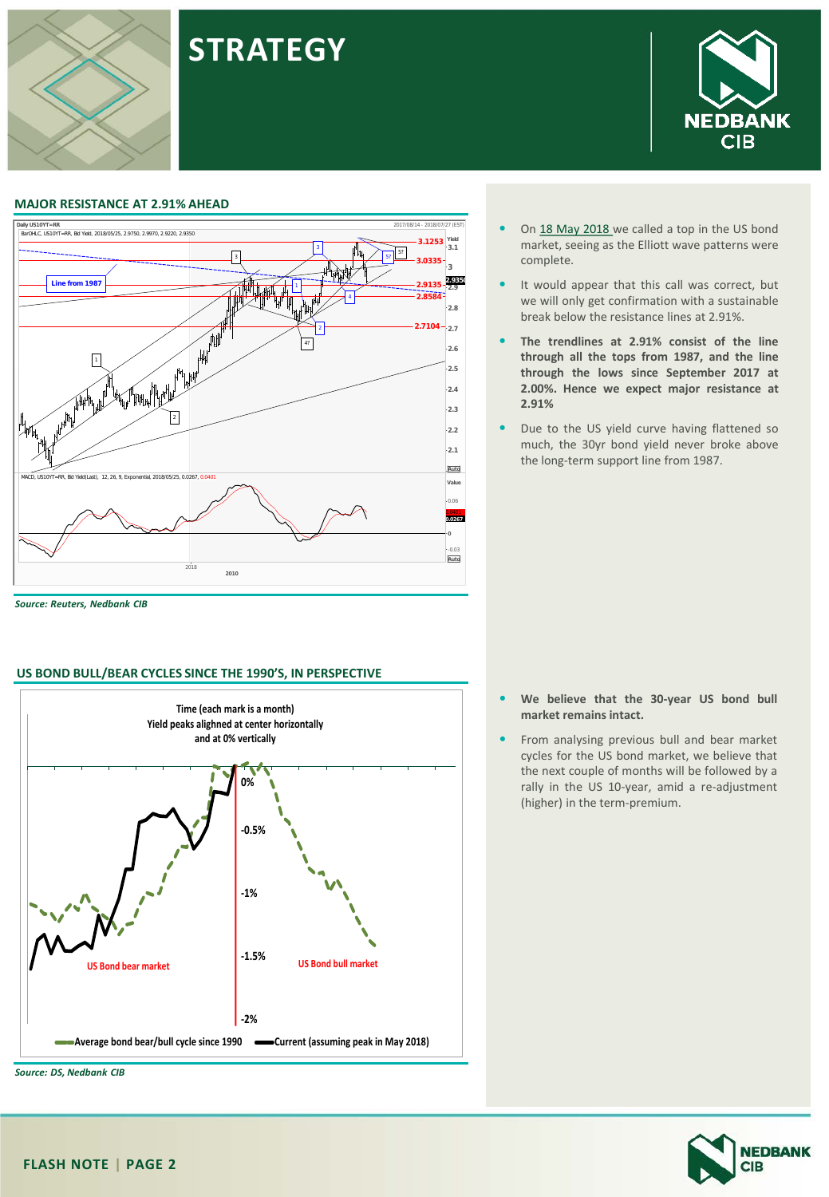## MAJOR RESISTANCE AT 2.91% AHEAD

*Source: Reuters, Nedbank CIB*

- On 18 May 2018 we called a top in the US bond market, seeing as the Elliott wave patterns were complete.
- It would appear that this call was correct, but we will only get confirmation with a sustainable break below the resistance lines at 2.91%.
- **The trendlines at 2.91% consist of the line through all the tops from 1987, and the line through the lows since September 2017 at 2.00%. Hence we expect major resistance at 2.91%**
- Due to the US yield curve having flattened so much, the 30yr bond yield never broke above the long-term support line from 1987.

## US BOND BULL/BEAR CYCLES SINCE THE 1990'S, IN PERSPECTIVE

*Source: DS, Nedbank CIB*

- **We believe that the 30-year US bond bull market remains intact.**
- From analysing previous bull and bear market cycles for the US bond market, we believe that the next couple of months will be followed by a rally in the US 10-year, amid a re-adjustment (higher) in the term-premium.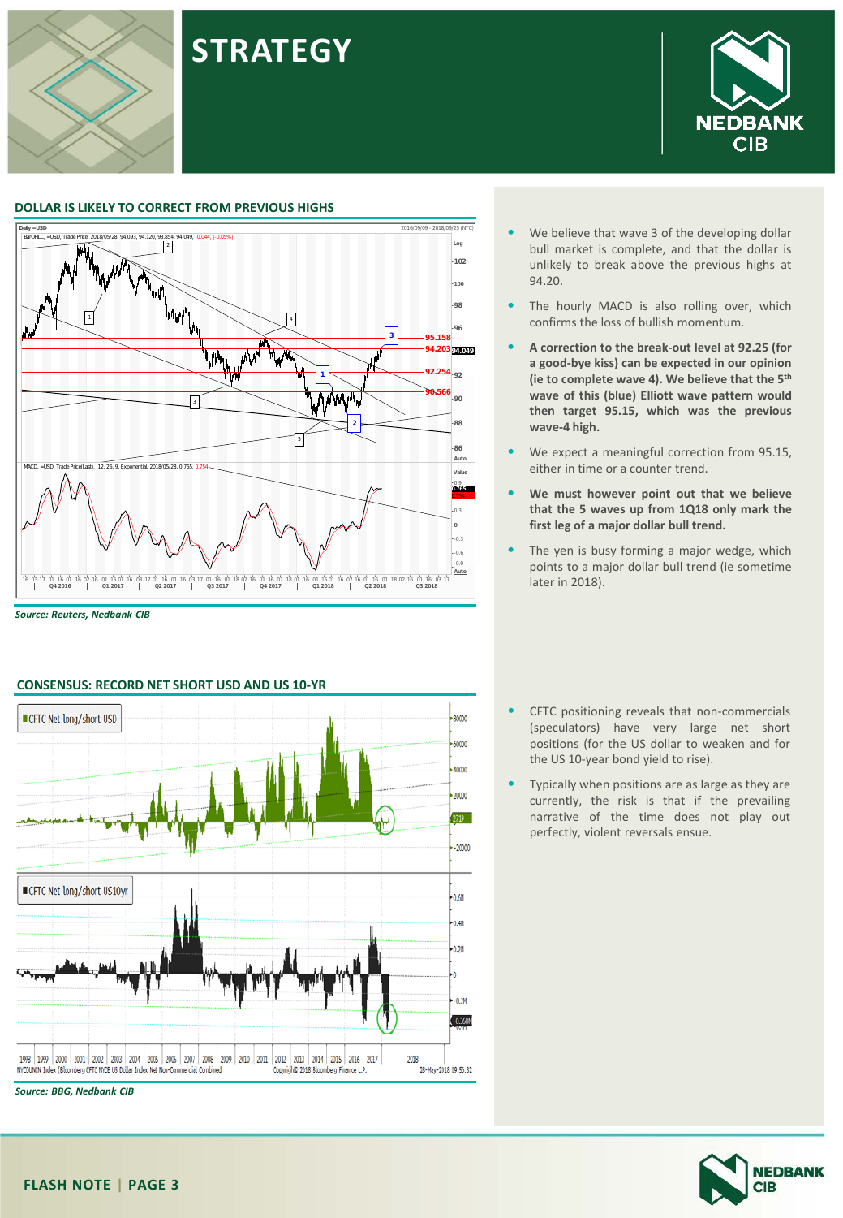# STRATEGY

## DOLLAR IS LIKELY TO CORRECT FROM PREVIOUS HIGHS

*Source: Reuters, Nedbank CIB*

- We believe that wave 3 of the developing dollar bull market is complete, and that the dollar is unlikely to break above the previous highs at 94.20.
- The hourly MACD is also rolling over, which confirms the loss of bullish momentum.
- **A correction to the break-out level at 92.25 (for a good-bye kiss) can be expected in our opinion (ie to complete wave 4). We believe that the 5th wave of this (blue) Elliott wave pattern would then target 95.15, which was the previous wave-4 high.**
- We expect a meaningful correction from 95.15, either in time or a counter trend.
- **We must however point out that we believe that the 5 waves up from 1Q18 only mark the first leg of a major dollar bull trend.**
- The yen is busy forming a major wedge, which points to a major dollar bull trend (ie sometime later in 2018).

## CONSENSUS: RECORD NET SHORT USD AND US 10-YR

*Source: BBG, Nedbank CIB*

- CFTC positioning reveals that non-commercials (speculators) have very large net short positions (for the US dollar to weaken and for the US 10-year bond yield to rise).
- Typically when positions are as large as they are currently, the risk is that if the prevailing narrative of the time does not play out perfectly, violent reversals ensue.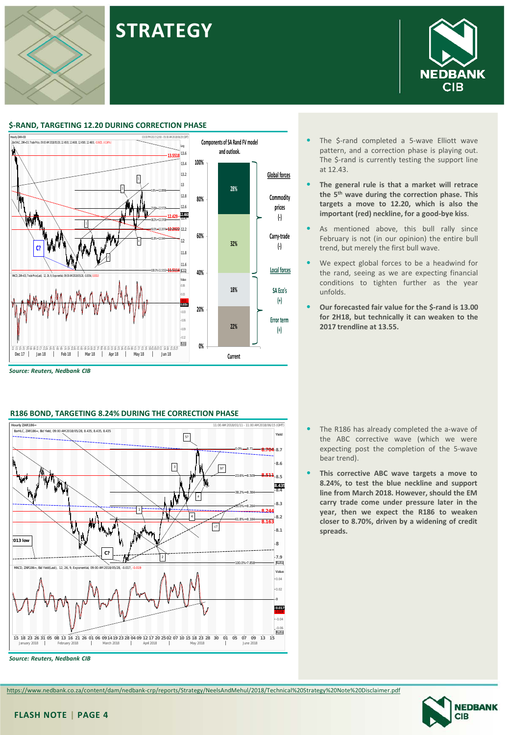# STRATEGY

## $-RAND, TARGETING 12.20 DURING CORRECTION PHASE

Components of SA Rand FV model and outlook.

100%
80%
60%
40%
20%
0%

28%
32%
18%
22%

Global forces
Commodity prices (-)
Carry-trade (-)
Local forces
SA Eco's (+)
Error term (=)

Current

*Source: Reuters, Nedbank CIB*

- The $-rand completed a 5-wave Elliott wave pattern, and a correction phase is playing out. The $-rand is currently testing the support line at 12.43.
- **The general rule is that a market will retrace the 5th wave during the correction phase. This targets a move to 12.20, which is also the important (red) neckline, for a good-bye kiss**.
- As mentioned above, this bull rally since February is not (in our opinion) the entire bull trend, but merely the first bull wave.
- We expect global forces to be a headwind for the rand, seeing as we are expecting financial conditions to tighten further as the year unfolds.
- **Our forecasted fair value for the $-rand is 13.00 for 2H18, but technically it can weaken to the 2017 trendline at 13.55.**

## R186 BOND, TARGETING 8.24% DURING THE CORRECTION PHASE

*Source: Reuters, Nedbank CIB*

- The R186 has already completed the a-wave of the ABC corrective wave (which we were expecting post the completion of the 5-wave bear trend).
- **This corrective ABC wave targets a move to 8.24%, to test the blue neckline and support line from March 2018. However, should the EM carry trade come under pressure later in the year, then we expect the R186 to weaken closer to 8.70%, driven by a widening of credit spreads.**

https://www.nedbank.co.za/content/dam/nedbank-crp/reports/Strategy/NeelsAndMehul/2018/Technical%20Strategy%20Note%20Disclaimer.pdf